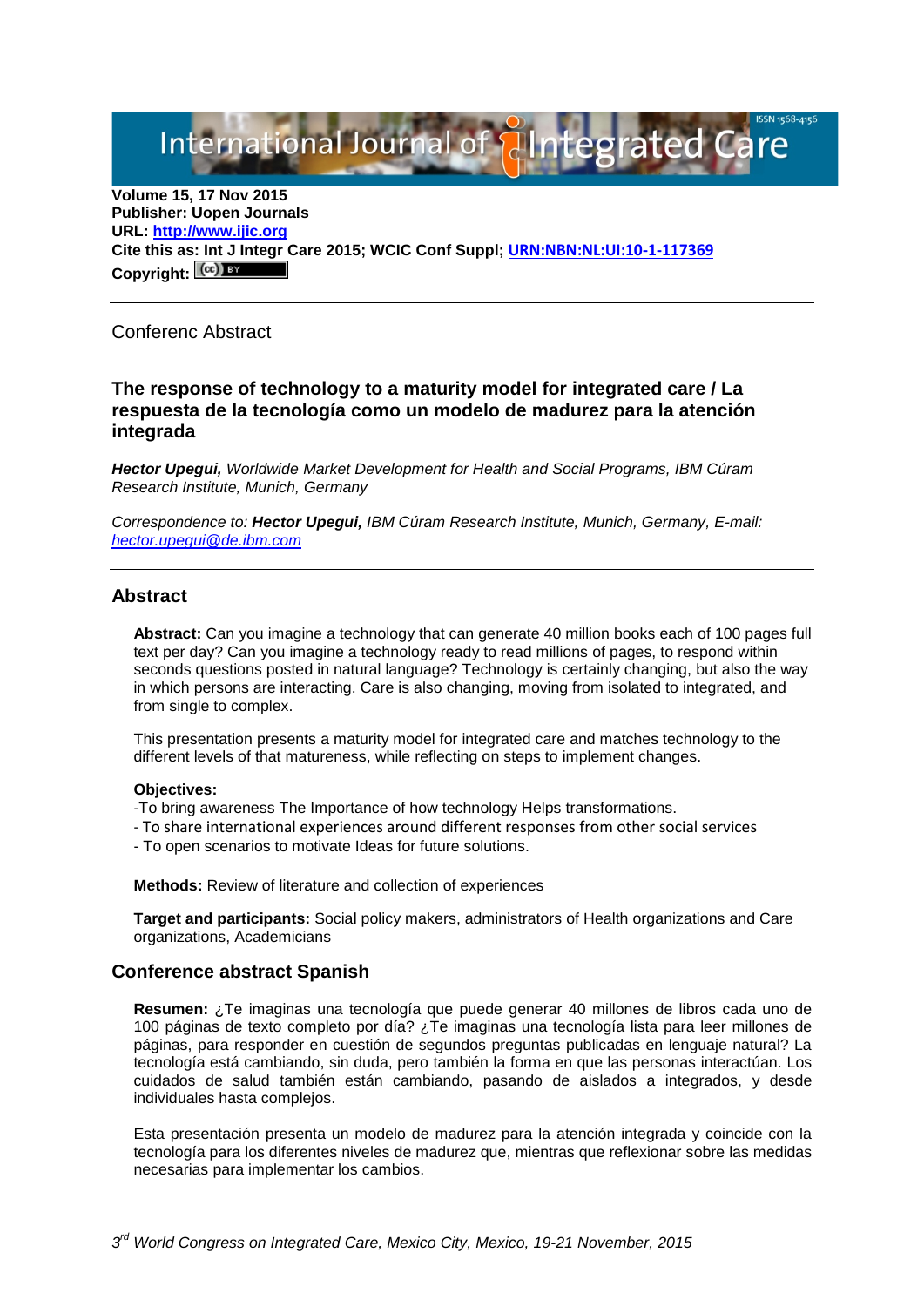**Volume 15, 17 Nov 2015**
**Publisher: Uopen Journals**
**URL: [http://www.ijic.org](http://www.ijic.org)**
**Cite this as: Int J Integr Care 2015; WCIC Conf Suppl; [URN:NBN:NL:UI:10-1-117369](URN:NBN:NL:UI:10-1-117369)**
**Copyright:**

---

Conferenc Abstract

## The response of technology to a maturity model for integrated care / La respuesta de la tecnología como un modelo de madurez para la atención integrada

***Hector Upegui,*** *Worldwide Market Development for Health and Social Programs, IBM Cúram Research Institute, Munich, Germany*

*Correspondence to:* ***Hector Upegui,*** *IBM Cúram Research Institute, Munich, Germany, E-mail: [hector.upegui@de.ibm.com](mailto:hector.upegui@de.ibm.com)*

---

## Abstract

**Abstract:** Can you imagine a technology that can generate 40 million books each of 100 pages full text per day? Can you imagine a technology ready to read millions of pages, to respond within seconds questions posted in natural language? Technology is certainly changing, but also the way in which persons are interacting. Care is also changing, moving from isolated to integrated, and from single to complex.

This presentation presents a maturity model for integrated care and matches technology to the different levels of that matureness, while reflecting on steps to implement changes.

**Objectives:**
-To bring awareness The Importance of how technology Helps transformations.
- To share international experiences around different responses from other social services
- To open scenarios to motivate Ideas for future solutions.

**Methods:** Review of literature and collection of experiences

**Target and participants:** Social policy makers, administrators of Health organizations and Care organizations, Academicians

## Conference abstract Spanish

**Resumen:** ¿Te imaginas una tecnología que puede generar 40 millones de libros cada uno de 100 páginas de texto completo por día? ¿Te imaginas una tecnología lista para leer millones de páginas, para responder en cuestión de segundos preguntas publicadas en lenguaje natural? La tecnología está cambiando, sin duda, pero también la forma en que las personas interactúan. Los cuidados de salud también están cambiando, pasando de aislados a integrados, y desde individuales hasta complejos.

Esta presentación presenta un modelo de madurez para la atención integrada y coincide con la tecnología para los diferentes niveles de madurez que, mientras que reflexionar sobre las medidas necesarias para implementar los cambios.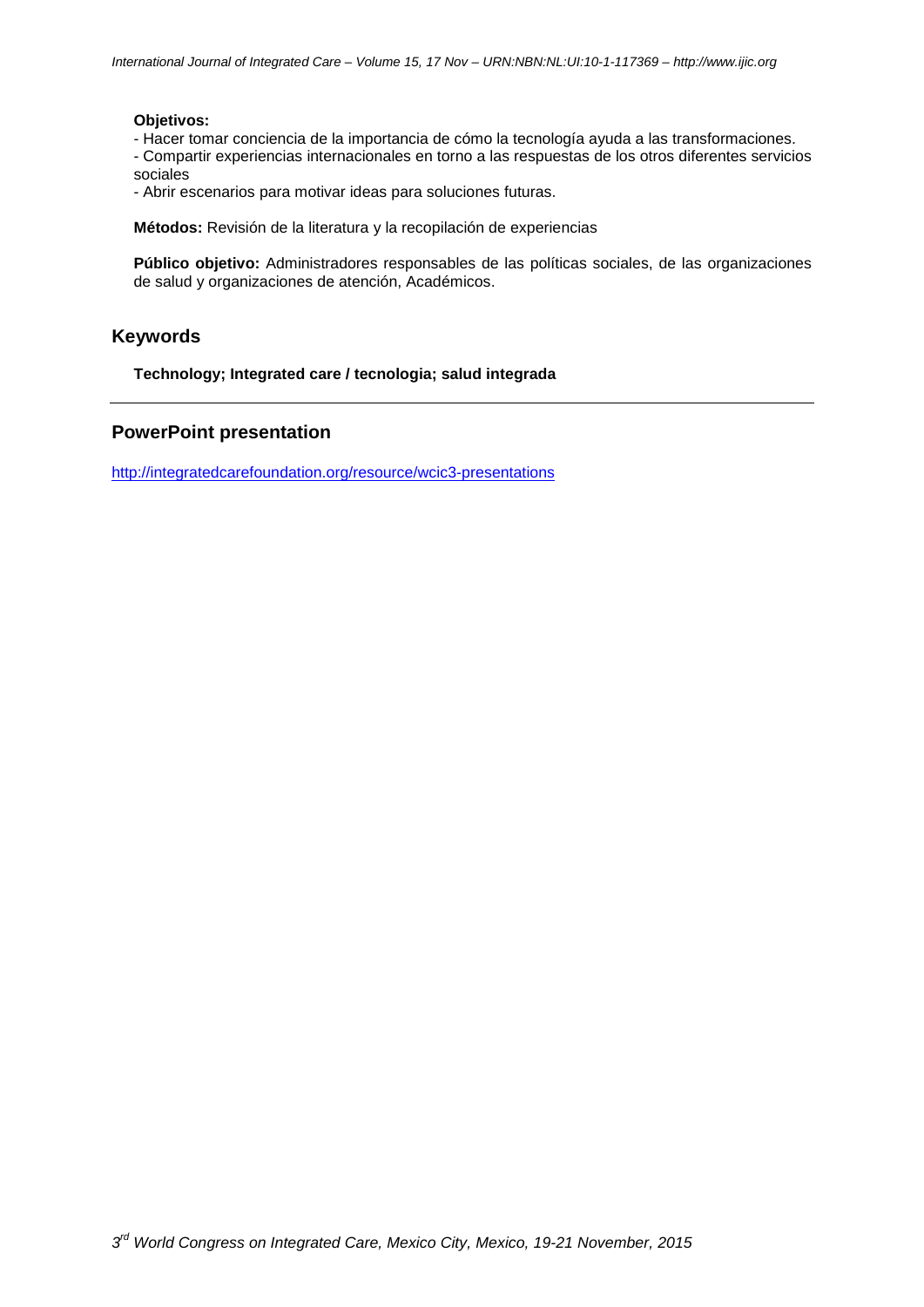**Objetivos:**

- Hacer tomar conciencia de la importancia de cómo la tecnología ayuda a las transformaciones.
- Compartir experiencias internacionales en torno a las respuestas de los otros diferentes servicios sociales
- Abrir escenarios para motivar ideas para soluciones futuras.

**Métodos:** Revisión de la literatura y la recopilación de experiencias

**Público objetivo:** Administradores responsables de las políticas sociales, de las organizaciones de salud y organizaciones de atención, Académicos.

## Keywords

**Technology; Integrated care / tecnologia; salud integrada**

---

## PowerPoint presentation

http://integratedcarefoundation.org/resource/wcic3-presentations